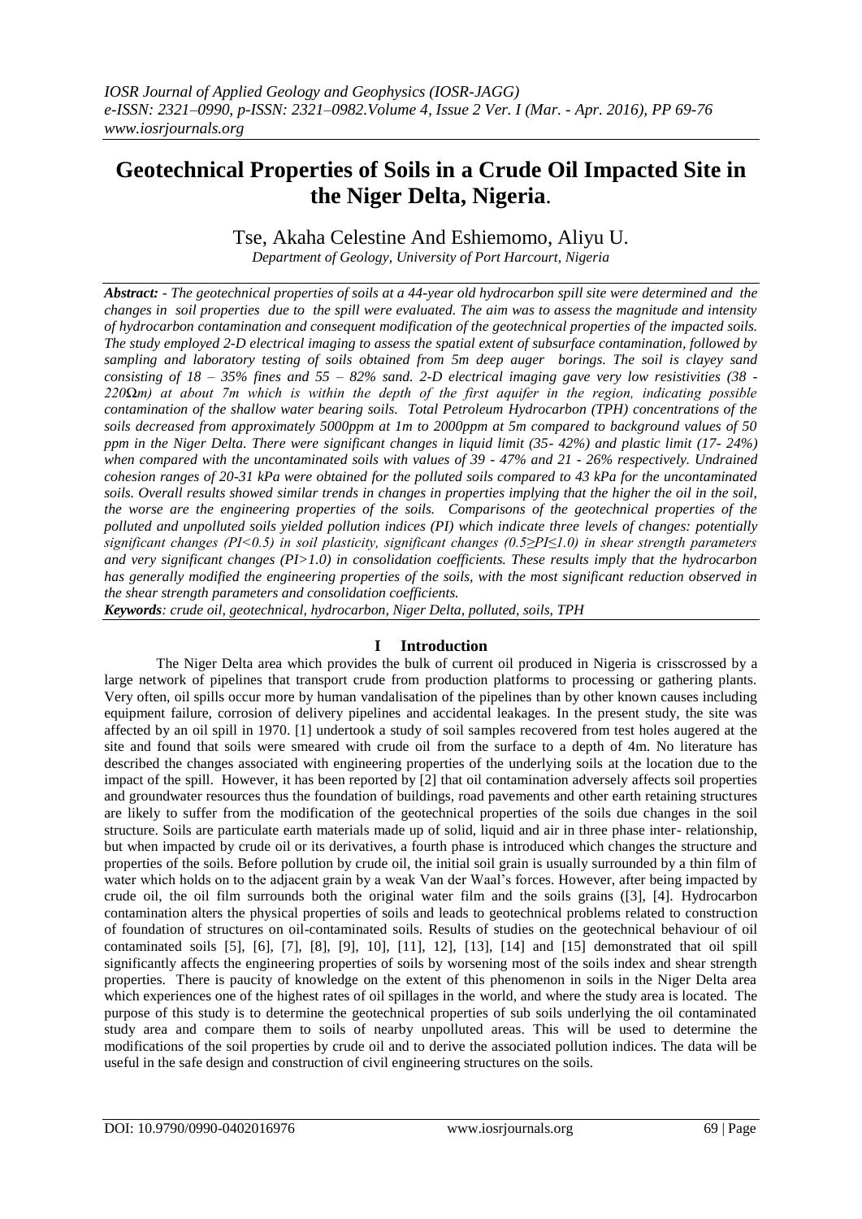# Geotechnical Properties of Soils in a Crude Oil Impacted Site in the Niger Delta, Nigeria.

Tse, Akaha Celestine And Eshiemomo, Aliyu U.

*Department of Geology, University of Port Harcourt, Nigeria*

***Abstract:*** *- The geotechnical properties of soils at a 44-year old hydrocarbon spill site were determined and the changes in soil properties due to the spill were evaluated. The aim was to assess the magnitude and intensity of hydrocarbon contamination and consequent modification of the geotechnical properties of the impacted soils. The study employed 2-D electrical imaging to assess the spatial extent of subsurface contamination, followed by sampling and laboratory testing of soils obtained from 5m deep auger borings. The soil is clayey sand consisting of 18 – 35% fines and 55 – 82% sand. 2-D electrical imaging gave very low resistivities (38 - 220Ωm) at about 7m which is within the depth of the first aquifer in the region, indicating possible contamination of the shallow water bearing soils. Total Petroleum Hydrocarbon (TPH) concentrations of the soils decreased from approximately 5000ppm at 1m to 2000ppm at 5m compared to background values of 50 ppm in the Niger Delta. There were significant changes in liquid limit (35- 42%) and plastic limit (17- 24%) when compared with the uncontaminated soils with values of 39 - 47% and 21 - 26% respectively. Undrained cohesion ranges of 20-31 kPa were obtained for the polluted soils compared to 43 kPa for the uncontaminated soils. Overall results showed similar trends in changes in properties implying that the higher the oil in the soil, the worse are the engineering properties of the soils. Comparisons of the geotechnical properties of the polluted and unpolluted soils yielded pollution indices (PI) which indicate three levels of changes: potentially significant changes (PI<0.5) in soil plasticity, significant changes (0.5≥PI≤1.0) in shear strength parameters and very significant changes (PI>1.0) in consolidation coefficients. These results imply that the hydrocarbon has generally modified the engineering properties of the soils, with the most significant reduction observed in the shear strength parameters and consolidation coefficients.*

***Keywords****: crude oil, geotechnical, hydrocarbon, Niger Delta, polluted, soils, TPH*

## I Introduction

The Niger Delta area which provides the bulk of current oil produced in Nigeria is crisscrossed by a large network of pipelines that transport crude from production platforms to processing or gathering plants. Very often, oil spills occur more by human vandalisation of the pipelines than by other known causes including equipment failure, corrosion of delivery pipelines and accidental leakages. In the present study, the site was affected by an oil spill in 1970. [1] undertook a study of soil samples recovered from test holes augered at the site and found that soils were smeared with crude oil from the surface to a depth of 4m. No literature has described the changes associated with engineering properties of the underlying soils at the location due to the impact of the spill. However, it has been reported by [2] that oil contamination adversely affects soil properties and groundwater resources thus the foundation of buildings, road pavements and other earth retaining structures are likely to suffer from the modification of the geotechnical properties of the soils due changes in the soil structure. Soils are particulate earth materials made up of solid, liquid and air in three phase inter- relationship, but when impacted by crude oil or its derivatives, a fourth phase is introduced which changes the structure and properties of the soils. Before pollution by crude oil, the initial soil grain is usually surrounded by a thin film of water which holds on to the adjacent grain by a weak Van der Waal's forces. However, after being impacted by crude oil, the oil film surrounds both the original water film and the soils grains ([3], [4]. Hydrocarbon contamination alters the physical properties of soils and leads to geotechnical problems related to construction of foundation of structures on oil-contaminated soils. Results of studies on the geotechnical behaviour of oil contaminated soils [5], [6], [7], [8], [9], 10], [11], 12], [13], [14] and [15] demonstrated that oil spill significantly affects the engineering properties of soils by worsening most of the soils index and shear strength properties. There is paucity of knowledge on the extent of this phenomenon in soils in the Niger Delta area which experiences one of the highest rates of oil spillages in the world, and where the study area is located. The purpose of this study is to determine the geotechnical properties of sub soils underlying the oil contaminated study area and compare them to soils of nearby unpolluted areas. This will be used to determine the modifications of the soil properties by crude oil and to derive the associated pollution indices. The data will be useful in the safe design and construction of civil engineering structures on the soils.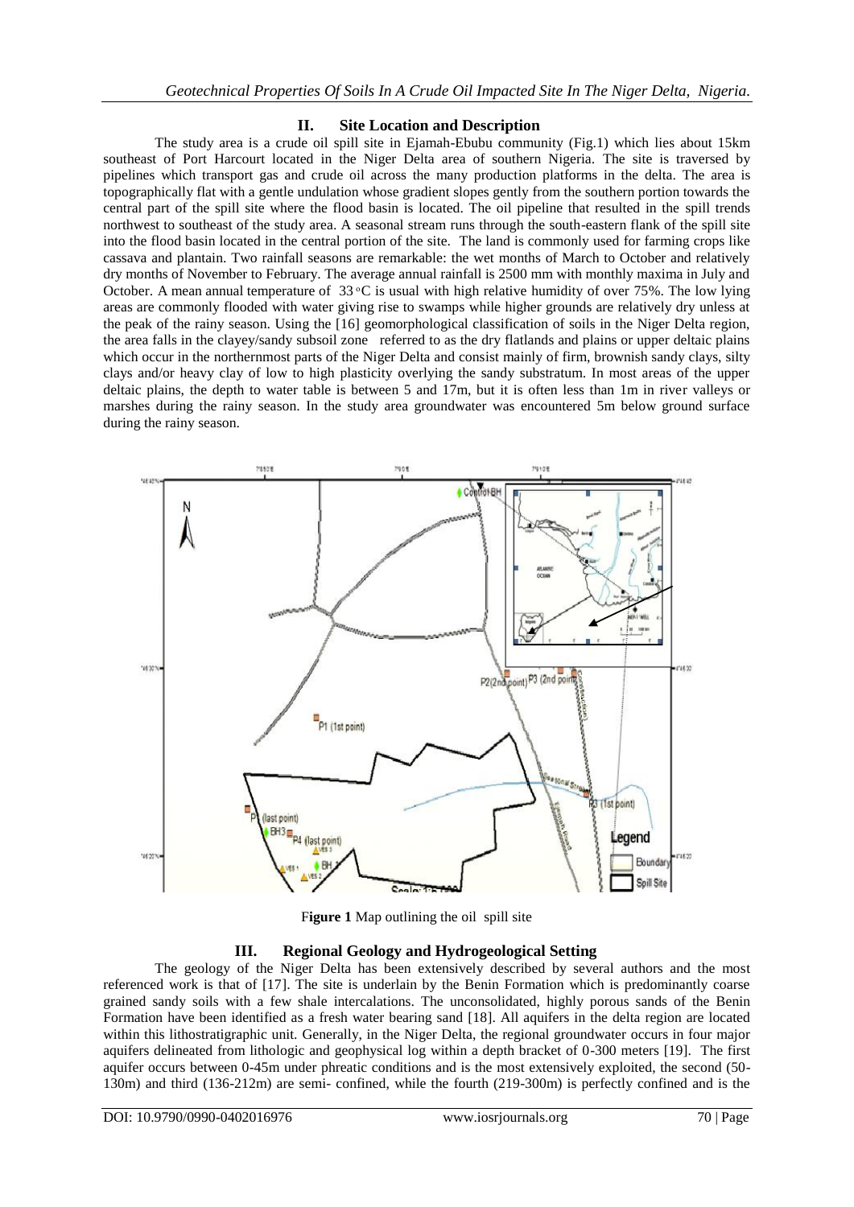## II. Site Location and Description

The study area is a crude oil spill site in Ejamah-Ebubu community (Fig.1) which lies about 15km southeast of Port Harcourt located in the Niger Delta area of southern Nigeria. The site is traversed by pipelines which transport gas and crude oil across the many production platforms in the delta. The area is topographically flat with a gentle undulation whose gradient slopes gently from the southern portion towards the central part of the spill site where the flood basin is located. The oil pipeline that resulted in the spill trends northwest to southeast of the study area. A seasonal stream runs through the south-eastern flank of the spill site into the flood basin located in the central portion of the site. The land is commonly used for farming crops like cassava and plantain. Two rainfall seasons are remarkable: the wet months of March to October and relatively dry months of November to February. The average annual rainfall is 2500 mm with monthly maxima in July and October. A mean annual temperature of 33 °C is usual with high relative humidity of over 75%. The low lying areas are commonly flooded with water giving rise to swamps while higher grounds are relatively dry unless at the peak of the rainy season. Using the [16] geomorphological classification of soils in the Niger Delta region, the area falls in the clayey/sandy subsoil zone referred to as the dry flatlands and plains or upper deltaic plains which occur in the northernmost parts of the Niger Delta and consist mainly of firm, brownish sandy clays, silty clays and/or heavy clay of low to high plasticity overlying the sandy substratum. In most areas of the upper deltaic plains, the depth to water table is between 5 and 17m, but it is often less than 1m in river valleys or marshes during the rainy season. In the study area groundwater was encountered 5m below ground surface during the rainy season.

**Figure 1** Map outlining the oil spill site

## III. Regional Geology and Hydrogeological Setting

The geology of the Niger Delta has been extensively described by several authors and the most referenced work is that of [17]. The site is underlain by the Benin Formation which is predominantly coarse grained sandy soils with a few shale intercalations. The unconsolidated, highly porous sands of the Benin Formation have been identified as a fresh water bearing sand [18]. All aquifers in the delta region are located within this lithostratigraphic unit. Generally, in the Niger Delta, the regional groundwater occurs in four major aquifers delineated from lithologic and geophysical log within a depth bracket of 0-300 meters [19]. The first aquifer occurs between 0-45m under phreatic conditions and is the most extensively exploited, the second (50-130m) and third (136-212m) are semi- confined, while the fourth (219-300m) is perfectly confined and is the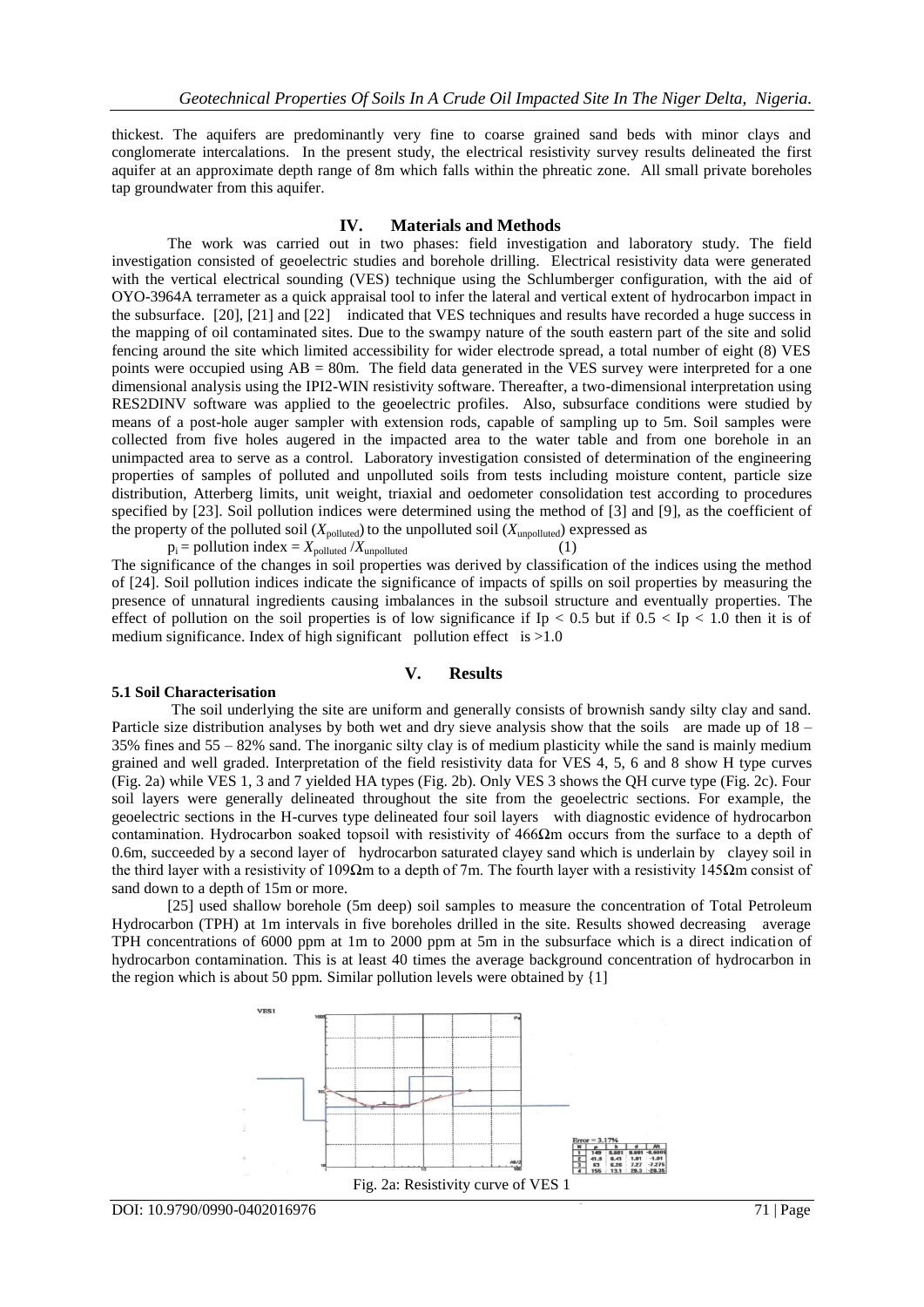thickest. The aquifers are predominantly very fine to coarse grained sand beds with minor clays and conglomerate intercalations. In the present study, the electrical resistivity survey results delineated the first aquifer at an approximate depth range of 8m which falls within the phreatic zone. All small private boreholes tap groundwater from this aquifer.

## IV. Materials and Methods

The work was carried out in two phases: field investigation and laboratory study. The field investigation consisted of geoelectric studies and borehole drilling. Electrical resistivity data were generated with the vertical electrical sounding (VES) technique using the Schlumberger configuration, with the aid of OYO-3964A terrameter as a quick appraisal tool to infer the lateral and vertical extent of hydrocarbon impact in the subsurface. [20], [21] and [22] indicated that VES techniques and results have recorded a huge success in the mapping of oil contaminated sites. Due to the swampy nature of the south eastern part of the site and solid fencing around the site which limited accessibility for wider electrode spread, a total number of eight (8) VES points were occupied using AB = 80m. The field data generated in the VES survey were interpreted for a one dimensional analysis using the IPI2-WIN resistivity software. Thereafter, a two-dimensional interpretation using RES2DINV software was applied to the geoelectric profiles. Also, subsurface conditions were studied by means of a post-hole auger sampler with extension rods, capable of sampling up to 5m. Soil samples were collected from five holes augered in the impacted area to the water table and from one borehole in an unimpacted area to serve as a control. Laboratory investigation consisted of determination of the engineering properties of samples of polluted and unpolluted soils from tests including moisture content, particle size distribution, Atterberg limits, unit weight, triaxial and oedometer consolidation test according to procedures specified by [23]. Soil pollution indices were determined using the method of [3] and [9], as the coefficient of the property of the polluted soil ($X_{\text{polluted}}$) to the unpolluted soil ($X_{\text{unpolluted}}$) expressed as

$$p_i = \text{pollution index} = X_{\text{polluted}} / X_{\text{unpolluted}} \quad (1)$$

The significance of the changes in soil properties was derived by classification of the indices using the method of [24]. Soil pollution indices indicate the significance of impacts of spills on soil properties by measuring the presence of unnatural ingredients causing imbalances in the subsoil structure and eventually properties. The effect of pollution on the soil properties is of low significance if $Ip < 0.5$ but if $0.5 < Ip < 1.0$ then it is of medium significance. Index of high significant pollution effect is $>1.0$

## V. Results

### 5.1 Soil Characterisation

The soil underlying the site are uniform and generally consists of brownish sandy silty clay and sand. Particle size distribution analyses by both wet and dry sieve analysis show that the soils are made up of 18 – 35% fines and 55 – 82% sand. The inorganic silty clay is of medium plasticity while the sand is mainly medium grained and well graded. Interpretation of the field resistivity data for VES 4, 5, 6 and 8 show H type curves (Fig. 2a) while VES 1, 3 and 7 yielded HA types (Fig. 2b). Only VES 3 shows the QH curve type (Fig. 2c). Four soil layers were generally delineated throughout the site from the geoelectric sections. For example, the geoelectric sections in the H-curves type delineated four soil layers with diagnostic evidence of hydrocarbon contamination. Hydrocarbon soaked topsoil with resistivity of 466Ωm occurs from the surface to a depth of 0.6m, succeeded by a second layer of hydrocarbon saturated clayey sand which is underlain by clayey soil in the third layer with a resistivity of 109Ωm to a depth of 7m. The fourth layer with a resistivity 145Ωm consist of sand down to a depth of 15m or more.

[25] used shallow borehole (5m deep) soil samples to measure the concentration of Total Petroleum Hydrocarbon (TPH) at 1m intervals in five boreholes drilled in the site. Results showed decreasing average TPH concentrations of 6000 ppm at 1m to 2000 ppm at 5m in the subsurface which is a direct indication of hydrocarbon contamination. This is at least 40 times the average background concentration of hydrocarbon in the region which is about 50 ppm. Similar pollution levels were obtained by {1]

Error = 3.17%

| N | ρ | h | d | Alt |
|---|---|---|---|---|
| 1 | 149 | 0.601 | 0.601 | -0.6006 |
| 2 | 41.8 | 0.41 | 1.01 | -1.01 |
| 3 | 63 | 6.26 | 7.27 | -7.275 |
| 4 | 155 | 13.1 | 20.3 | -20.35 |

Fig. 2a: Resistivity curve of VES 1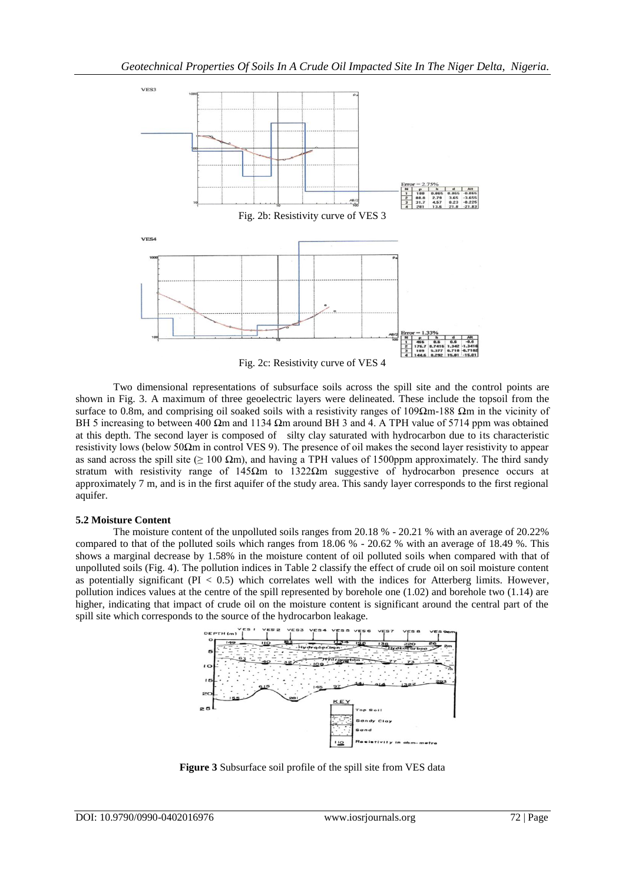Fig. 2b: Resistivity curve of VES 3

Fig. 2c: Resistivity curve of VES 4

Two dimensional representations of subsurface soils across the spill site and the control points are shown in Fig. 3. A maximum of three geoelectric layers were delineated. These include the topsoil from the surface to 0.8m, and comprising oil soaked soils with a resistivity ranges of 109Ωm-188 Ωm in the vicinity of BH 5 increasing to between 400 Ωm and 1134 Ωm around BH 3 and 4. A TPH value of 5714 ppm was obtained at this depth. The second layer is composed of silty clay saturated with hydrocarbon due to its characteristic resistivity lows (below 50Ωm in control VES 9). The presence of oil makes the second layer resistivity to appear as sand across the spill site (≥ 100 Ωm), and having a TPH values of 1500ppm approximately. The third sandy stratum with resistivity range of 145Ωm to 1322Ωm suggestive of hydrocarbon presence occurs at approximately 7 m, and is in the first aquifer of the study area. This sandy layer corresponds to the first regional aquifer.

**5.2 Moisture Content**

The moisture content of the unpolluted soils ranges from 20.18 % - 20.21 % with an average of 20.22% compared to that of the polluted soils which ranges from 18.06 % - 20.62 % with an average of 18.49 %. This shows a marginal decrease by 1.58% in the moisture content of oil polluted soils when compared with that of unpolluted soils (Fig. 4). The pollution indices in Table 2 classify the effect of crude oil on soil moisture content as potentially significant (PI < 0.5) which correlates well with the indices for Atterberg limits. However, pollution indices values at the centre of the spill represented by borehole one (1.02) and borehole two (1.14) are higher, indicating that impact of crude oil on the moisture content is significant around the central part of the spill site which corresponds to the source of the hydrocarbon leakage.

**Figure 3** Subsurface soil profile of the spill site from VES data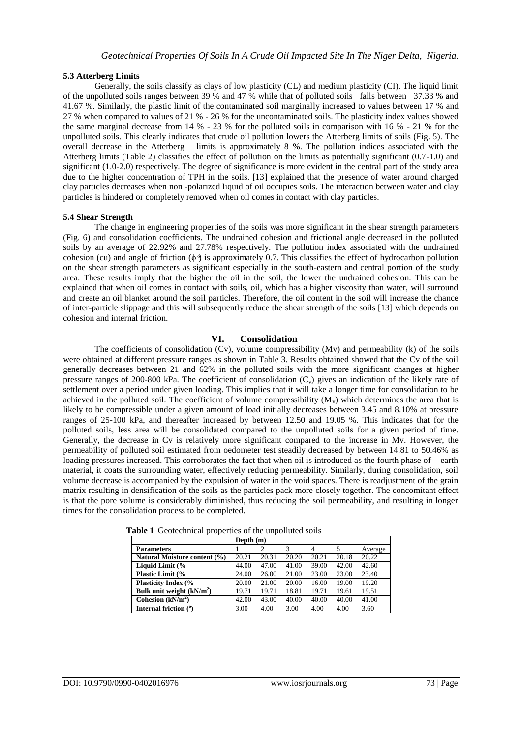### 5.3 Atterberg Limits

Generally, the soils classify as clays of low plasticity (CL) and medium plasticity (CI). The liquid limit of the unpolluted soils ranges between 39 % and 47 % while that of polluted soils falls between 37.33 % and 41.67 %. Similarly, the plastic limit of the contaminated soil marginally increased to values between 17 % and 27 % when compared to values of 21 % - 26 % for the uncontaminated soils. The plasticity index values showed the same marginal decrease from 14 % - 23 % for the polluted soils in comparison with 16 % - 21 % for the unpolluted soils. This clearly indicates that crude oil pollution lowers the Atterberg limits of soils (Fig. 5). The overall decrease in the Atterberg limits is approximately 8 %. The pollution indices associated with the Atterberg limits (Table 2) classifies the effect of pollution on the limits as potentially significant (0.7-1.0) and significant (1.0-2.0) respectively. The degree of significance is more evident in the central part of the study area due to the higher concentration of TPH in the soils. [13] explained that the presence of water around charged clay particles decreases when non -polarized liquid of oil occupies soils. The interaction between water and clay particles is hindered or completely removed when oil comes in contact with clay particles.

### 5.4 Shear Strength

The change in engineering properties of the soils was more significant in the shear strength parameters (Fig. 6) and consolidation coefficients. The undrained cohesion and frictional angle decreased in the polluted soils by an average of 22.92% and 27.78% respectively. The pollution index associated with the undrained cohesion (cu) and angle of friction (ϕ°) is approximately 0.7. This classifies the effect of hydrocarbon pollution on the shear strength parameters as significant especially in the south-eastern and central portion of the study area. These results imply that the higher the oil in the soil, the lower the undrained cohesion. This can be explained that when oil comes in contact with soils, oil, which has a higher viscosity than water, will surround and create an oil blanket around the soil particles. Therefore, the oil content in the soil will increase the chance of inter-particle slippage and this will subsequently reduce the shear strength of the soils [13] which depends on cohesion and internal friction.

## VI. Consolidation

The coefficients of consolidation (Cv), volume compressibility (Mv) and permeability (k) of the soils were obtained at different pressure ranges as shown in Table 3. Results obtained showed that the Cv of the soil generally decreases between 21 and 62% in the polluted soils with the more significant changes at higher pressure ranges of 200-800 kPa. The coefficient of consolidation ($C_v$) gives an indication of the likely rate of settlement over a period under given loading. This implies that it will take a longer time for consolidation to be achieved in the polluted soil. The coefficient of volume compressibility ($M_v$) which determines the area that is likely to be compressible under a given amount of load initially decreases between 3.45 and 8.10% at pressure ranges of 25-100 kPa, and thereafter increased by between 12.50 and 19.05 %. This indicates that for the polluted soils, less area will be consolidated compared to the unpolluted soils for a given period of time. Generally, the decrease in Cv is relatively more significant compared to the increase in Mv. However, the permeability of polluted soil estimated from oedometer test steadily decreased by between 14.81 to 50.46% as loading pressures increased. This corroborates the fact that when oil is introduced as the fourth phase of earth material, it coats the surrounding water, effectively reducing permeability. Similarly, during consolidation, soil volume decrease is accompanied by the expulsion of water in the void spaces. There is readjustment of the grain matrix resulting in densification of the soils as the particles pack more closely together. The concomitant effect is that the pore volume is considerably diminished, thus reducing the soil permeability, and resulting in longer times for the consolidation process to be completed.

**Table 1** Geotechnical properties of the unpolluted soils

| | Depth (m) | | | | | |
|---|---|---|---|---|---|---|
| **Parameters** | 1 | 2 | 3 | 4 | 5 | Average |
| **Natural Moisture content (%)** | 20.21 | 20.31 | 20.20 | 20.21 | 20.18 | 20.22 |
| **Liquid Limit (%** | 44.00 | 47.00 | 41.00 | 39.00 | 42.00 | 42.60 |
| **Plastic Limit (%** | 24.00 | 26.00 | 21.00 | 23.00 | 23.00 | 23.40 |
| **Plasticity Index (%** | 20.00 | 21.00 | 20.00 | 16.00 | 19.00 | 19.20 |
| **Bulk unit weight (kN/m$^2$)** | 19.71 | 19.71 | 18.81 | 19.71 | 19.61 | 19.51 |
| **Cohesion (kN/m$^2$)** | 42.00 | 43.00 | 40.00 | 40.00 | 40.00 | 41.00 |
| **Internal friction (°)** | 3.00 | 4.00 | 3.00 | 4.00 | 4.00 | 3.60 |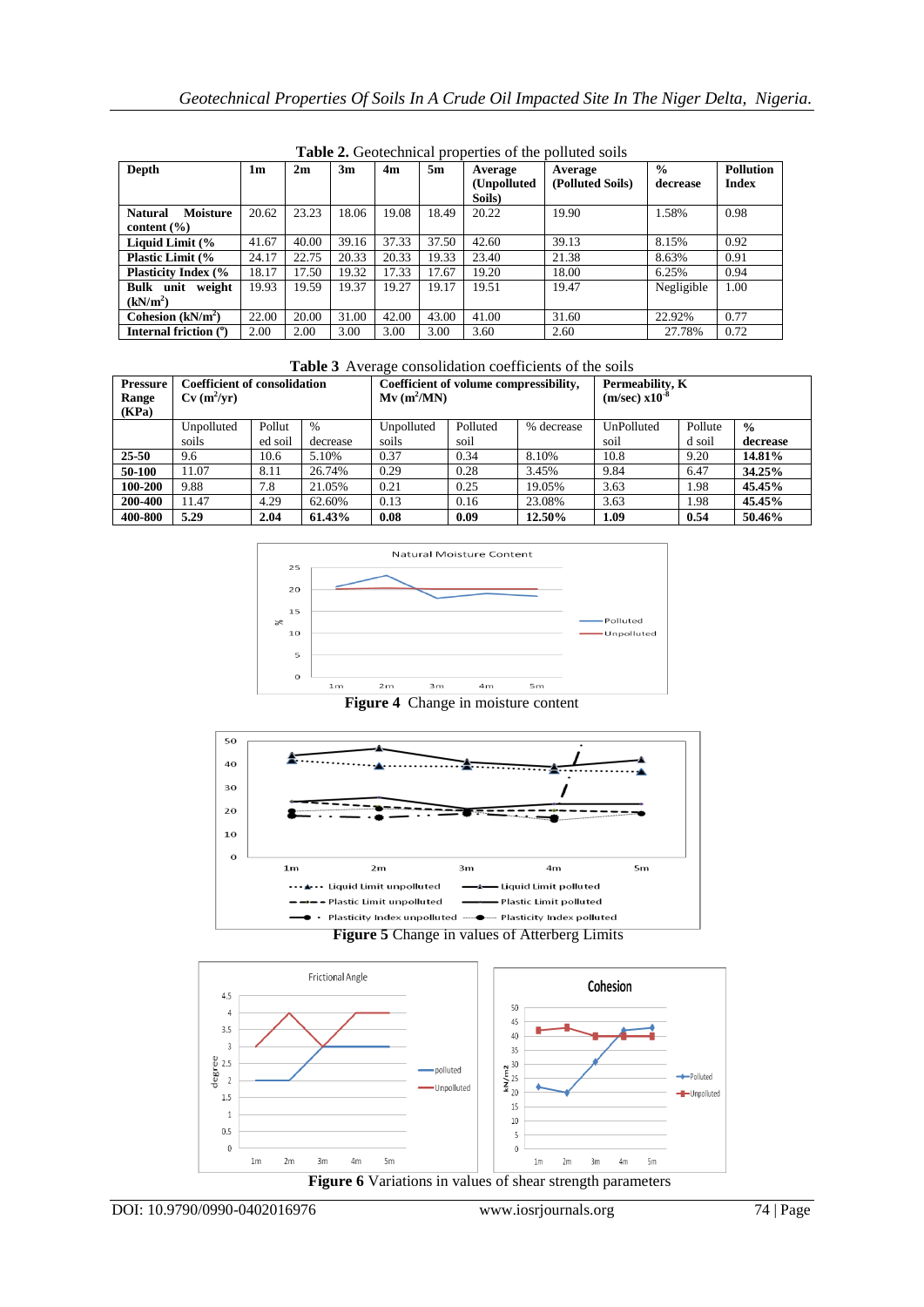**Table 2.** Geotechnical properties of the polluted soils

| Depth | 1m | 2m | 3m | 4m | 5m | Average (Unpolluted Soils) | Average (Polluted Soils) | % decrease | Pollution Index |
|---|---|---|---|---|---|---|---|---|---|
| Natural Moisture content (%) | 20.62 | 23.23 | 18.06 | 19.08 | 18.49 | 20.22 | 19.90 | 1.58% | 0.98 |
| Liquid Limit (% | 41.67 | 40.00 | 39.16 | 37.33 | 37.50 | 42.60 | 39.13 | 8.15% | 0.92 |
| Plastic Limit (% | 24.17 | 22.75 | 20.33 | 20.33 | 19.33 | 23.40 | 21.38 | 8.63% | 0.91 |
| Plasticity Index (% | 18.17 | 17.50 | 19.32 | 17.33 | 17.67 | 19.20 | 18.00 | 6.25% | 0.94 |
| Bulk unit weight ($kN/m^3$) | 19.93 | 19.59 | 19.37 | 19.27 | 19.17 | 19.51 | 19.47 | Negligible | 1.00 |
| Cohesion ($kN/m^2$) | 22.00 | 20.00 | 31.00 | 42.00 | 43.00 | 41.00 | 31.60 | 22.92% | 0.77 |
| Internal friction (°) | 2.00 | 2.00 | 3.00 | 3.00 | 3.00 | 3.60 | 2.60 | 27.78% | 0.72 |

**Table 3** Average consolidation coefficients of the soils

| Pressure Range (KPa) | Coefficient of consolidation Cv ($m^2$/yr) | | | Coefficient of volume compressibility, Mv ($m^2$/MN) | | | Permeability, K (m/sec) $x10^{-8}$ | | |
|---|---|---|---|---|---|---|---|---|---|
| | Unpolluted soils | Polluted soil | % decrease | Unpolluted soils | Polluted soil | % decrease | UnPolluted soil | Polluted soil | % decrease |
| **25-50** | 9.6 | 10.6 | 5.10% | 0.37 | 0.34 | 8.10% | 10.8 | 9.20 | **14.81%** |
| **50-100** | 11.07 | 8.11 | 26.74% | 0.29 | 0.28 | 3.45% | 9.84 | 6.47 | **34.25%** |
| **100-200** | 9.88 | 7.8 | 21.05% | 0.21 | 0.25 | 19.05% | 3.63 | 1.98 | **45.45%** |
| **200-400** | 11.47 | 4.29 | 62.60% | 0.13 | 0.16 | 23.08% | 3.63 | 1.98 | **45.45%** |
| **400-800** | **5.29** | **2.04** | **61.43%** | **0.08** | **0.09** | **12.50%** | **1.09** | **0.54** | **50.46%** |

**Figure 4** Change in moisture content

**Figure 5** Change in values of Atterberg Limits

**Figure 6** Variations in values of shear strength parameters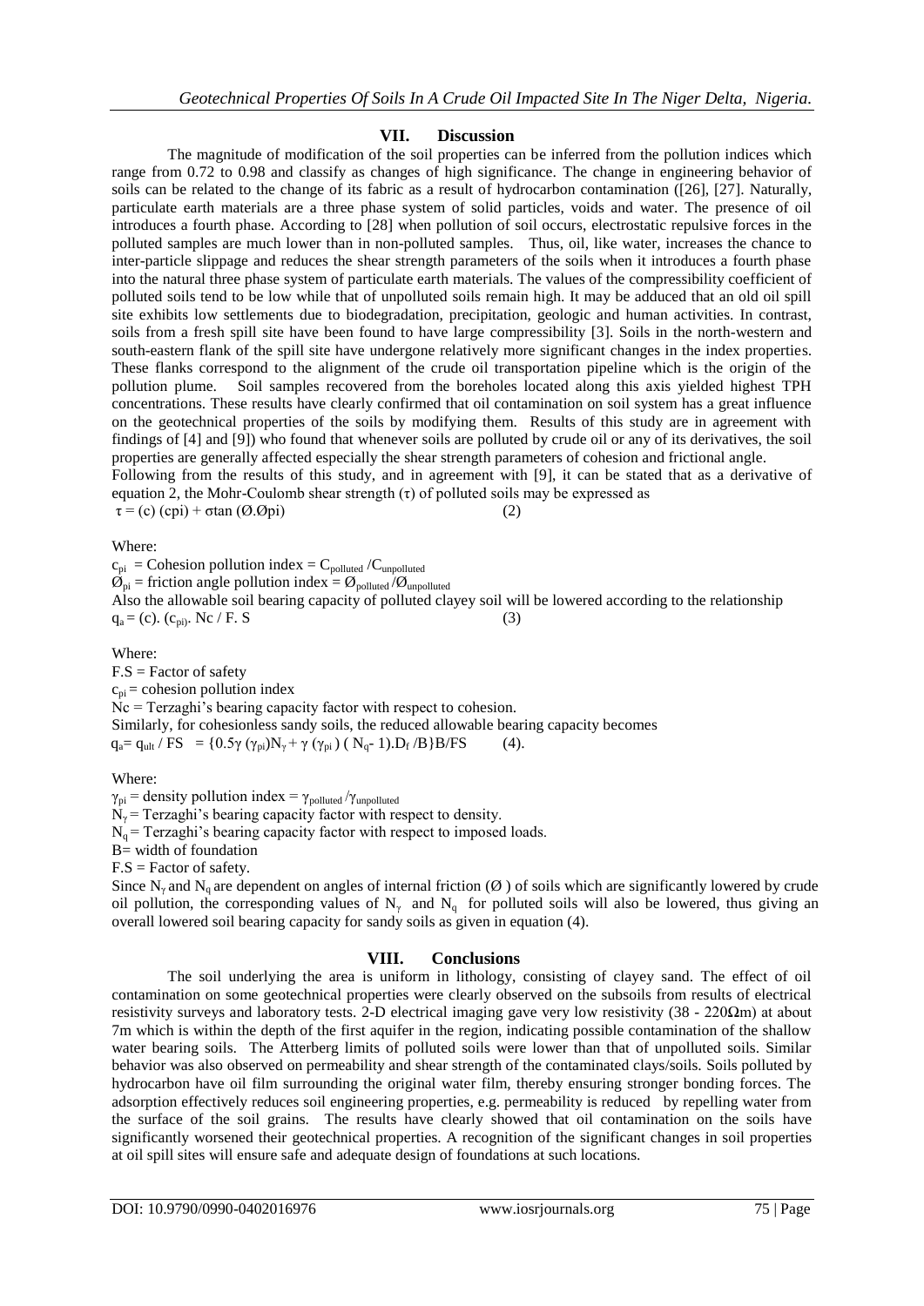## VII. Discussion

The magnitude of modification of the soil properties can be inferred from the pollution indices which range from 0.72 to 0.98 and classify as changes of high significance. The change in engineering behavior of soils can be related to the change of its fabric as a result of hydrocarbon contamination ([26], [27]. Naturally, particulate earth materials are a three phase system of solid particles, voids and water. The presence of oil introduces a fourth phase. According to [28] when pollution of soil occurs, electrostatic repulsive forces in the polluted samples are much lower than in non-polluted samples. Thus, oil, like water, increases the chance to inter-particle slippage and reduces the shear strength parameters of the soils when it introduces a fourth phase into the natural three phase system of particulate earth materials. The values of the compressibility coefficient of polluted soils tend to be low while that of unpolluted soils remain high. It may be adduced that an old oil spill site exhibits low settlements due to biodegradation, precipitation, geologic and human activities. In contrast, soils from a fresh spill site have been found to have large compressibility [3]. Soils in the north-western and south-eastern flank of the spill site have undergone relatively more significant changes in the index properties. These flanks correspond to the alignment of the crude oil transportation pipeline which is the origin of the pollution plume. Soil samples recovered from the boreholes located along this axis yielded highest TPH concentrations. These results have clearly confirmed that oil contamination on soil system has a great influence on the geotechnical properties of the soils by modifying them. Results of this study are in agreement with findings of [4] and [9]) who found that whenever soils are polluted by crude oil or any of its derivatives, the soil properties are generally affected especially the shear strength parameters of cohesion and frictional angle.

Following from the results of this study, and in agreement with [9], it can be stated that as a derivative of equation 2, the Mohr-Coulomb shear strength ($\tau$) of polluted soils may be expressed as

$$\tau = (c)\,(c_{pi}) + \sigma \tan(\text{Ø}.\text{Ø}_{pi}) \qquad (2)$$

Where:

$c_{pi}$ = Cohesion pollution index = $C_{polluted} / C_{unpolluted}$

$\text{Ø}_{pi}$ = friction angle pollution index = $\text{Ø}_{polluted} / \text{Ø}_{unpolluted}$

Also the allowable soil bearing capacity of polluted clayey soil will be lowered according to the relationship

$$q_a = (c).(c_{pi}).\, N_c / F.S \qquad (3)$$

Where:

F.S = Factor of safety

$c_{pi}$ = cohesion pollution index

Nc = Terzaghi's bearing capacity factor with respect to cohesion.

Similarly, for cohesionless sandy soils, the reduced allowable bearing capacity becomes

$$q_a = q_{ult} / FS = \{0.5\gamma\,(\gamma_{pi})N_\gamma + \gamma\,(\gamma_{pi})\,(N_q - 1).D_f / B\}B/FS \qquad (4).$$

Where:

$\gamma_{pi}$ = density pollution index = $\gamma_{polluted} / \gamma_{unpolluted}$

$N_\gamma$ = Terzaghi's bearing capacity factor with respect to density.

$N_q$ = Terzaghi's bearing capacity factor with respect to imposed loads.

B= width of foundation

F.S = Factor of safety.

Since $N_\gamma$ and $N_q$ are dependent on angles of internal friction (Ø ) of soils which are significantly lowered by crude oil pollution, the corresponding values of $N_\gamma$ and $N_q$ for polluted soils will also be lowered, thus giving an overall lowered soil bearing capacity for sandy soils as given in equation (4).

## VIII. Conclusions

The soil underlying the area is uniform in lithology, consisting of clayey sand. The effect of oil contamination on some geotechnical properties were clearly observed on the subsoils from results of electrical resistivity surveys and laboratory tests. 2-D electrical imaging gave very low resistivity (38 - 220Ωm) at about 7m which is within the depth of the first aquifer in the region, indicating possible contamination of the shallow water bearing soils. The Atterberg limits of polluted soils were lower than that of unpolluted soils. Similar behavior was also observed on permeability and shear strength of the contaminated clays/soils. Soils polluted by hydrocarbon have oil film surrounding the original water film, thereby ensuring stronger bonding forces. The adsorption effectively reduces soil engineering properties, e.g. permeability is reduced by repelling water from the surface of the soil grains. The results have clearly showed that oil contamination on the soils have significantly worsened their geotechnical properties. A recognition of the significant changes in soil properties at oil spill sites will ensure safe and adequate design of foundations at such locations.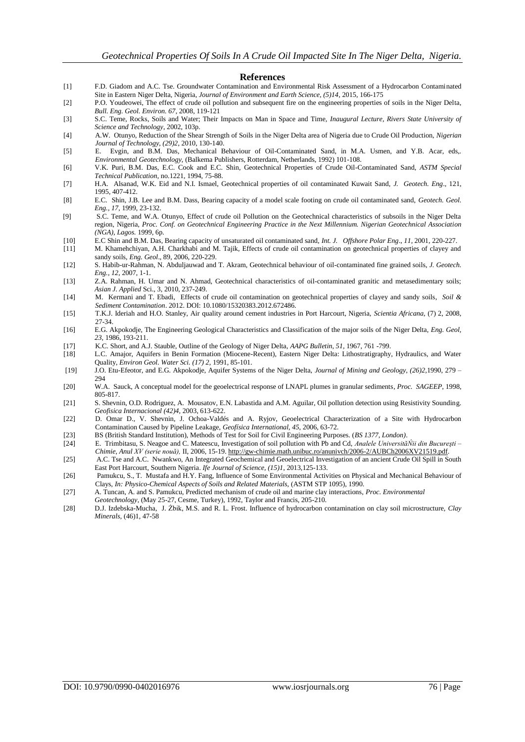## References

[1] F.D. Giadom and A.C. Tse. Groundwater Contamination and Environmental Risk Assessment of a Hydrocarbon Contaminated Site in Eastern Niger Delta, Nigeria, *Journal of Environment and Earth Science, (5)14*, 2015, 166-175

[2] P.O. Youdeowei, The effect of crude oil pollution and subsequent fire on the engineering properties of soils in the Niger Delta, *Bull. Eng. Geol. Environ. 67*, 2008, 119-121

[3] S.C. Teme, Rocks, Soils and Water; Their Impacts on Man in Space and Time, *Inaugural Lecture, Rivers State University of Science and Technology*, 2002, 103p.

[4] A.W. Otunyo, Reduction of the Shear Strength of Soils in the Niger Delta area of Nigeria due to Crude Oil Production, *Nigerian Journal of Technology, (29)2*, 2010, 130-140.

[5] E. Evgin, and B.M. Das, Mechanical Behaviour of Oil-Contaminated Sand, in M.A. Usmen, and Y.B. Acar, eds,. *Environmental Geotechnology*, (Balkema Publishers, Rotterdam, Netherlands, 1992) 101-108.

[6] V.K. Puri, B.M. Das, E.C. Cook and E.C. Shin, Geotechnical Properties of Crude Oil-Contaminated Sand, *ASTM Special Technical Publication*, no.1221, 1994, 75-88.

[7] H.A. Alsanad, W.K. Eid and N.I. Ismael, Geotechnical properties of oil contaminated Kuwait Sand, *J. Geotech. Eng*., 121, 1995, 407-412.

[8] E.C. Shin, J.B. Lee and B.M. Dass, Bearing capacity of a model scale footing on crude oil contaminated sand, *Geotech. Geol. Eng., 17*, 1999, 23-132.

[9] S.C. Teme, and W.A. Otunyo, Effect of crude oil Pollution on the Geotechnical characteristics of subsoils in the Niger Delta region, Nigeria, *Proc. Conf. on Geotechnical Engineering Practice in the Next Millennium. Nigerian Geotechnical Association (NGA), Lagos.* 1999, 6p.

[10] E.C Shin and B.M. Das, Bearing capacity of unsaturated oil contaminated sand, *Int. J. Offshore Polar Eng*., *11*, 2001, 220-227.

[11] M. Khamehchiyan, A.H. Charkhabi and M. Tajik, Effects of crude oil contamination on geotechnical properties of clayey and sandy soils, *Eng. Geol*., 89, 2006, 220-229.

[12] S. Habib-ur-Rahman, N. Abduljauwad and T. Akram, Geotechnical behaviour of oil-contaminated fine grained soils, *J. Geotech. Eng., 12*, 2007, 1-1.

[13] Z.A. Rahman, H. Umar and N. Ahmad, Geotechnical characteristics of oil-contaminated granitic and metasedimentary soils; *Asian J. Applied* Sci., 3, 2010, 237-249.

[14] M. Kermani and T. Ebadi, Effects of crude oil contamination on geotechnical properties of clayey and sandy soils, *Soil & Sediment Contamination*. 2012. DOI: 10.1080/15320383.2012.672486.

[15] T.K.J. Ideriah and H.O. Stanley, Air quality around cement industries in Port Harcourt, Nigeria, *Scientia Africana*, (7) 2, 2008, 27-34.

[16] E.G. Akpokodje, The Engineering Geological Characteristics and Classification of the major soils of the Niger Delta, *Eng. Geol, 23*, 1986, 193-211.

[17] K.C. Short, and A.J. Stauble, Outline of the Geology of Niger Delta, *AAPG Bulletin, 51*, 1967, 761 -799.

[18] L.C. Amajor, Aquifers in Benin Formation (Miocene-Recent), Eastern Niger Delta: Lithostratigraphy, Hydraulics, and Water Quality, *Environ Geol. Water Sci. (17) 2*, 1991, 85-101.

[19] J.O. Etu-Efeotor, and E.G. Akpokodje, Aquifer Systems of the Niger Delta, *Journal of Mining and Geology, (26)2*,1990, 279 – 294

[20] W.A. Sauck, A conceptual model for the geoelectrical response of LNAPL plumes in granular sediments, *Proc. SAGEEP*, 1998, 805-817.

[21] S. Shevnin, O.D. Rodriguez, A. Mousatov, E.N. Labastida and A.M. Aguilar, Oil pollution detection using Resistivity Sounding. *Geofisica Internacional (42)4*, 2003, 613-622.

[22] D. Omar D., V. Shevnin, J. Ochoa-Valdés and A. Ryjov, Geoelectrical Characterization of a Site with Hydrocarbon Contamination Caused by Pipeline Leakage, *Geofísica International, 45*, 2006, 63-72.

[23] BS (British Standard Institution), Methods of Test for Soil for Civil Engineering Purposes. (*BS 1377, London)*.

[24] E. Trimbitasu, S. Neagoe and C. Mateescu, Investigation of soil pollution with Pb and Cd, *Analele UniversitãŃii din Bucureşti – Chimie, Anul XV (serie nouă),* II, 2006, 15-19. http://gw-chimie.math.unibuc.ro/anunivch/2006-2/AUBCh2006XV21519.pdf.

[25] A.C. Tse and A.C. Nwankwo, An Integrated Geochemical and Geoelectrical Investigation of an ancient Crude Oil Spill in South East Port Harcourt, Southern Nigeria. *Ife Journal of Science, (15)1*, 2013,125-133.

[26] Pamukcu, S., T. Mustafa and H.Y. Fang, Influence of Some Environmental Activities on Physical and Mechanical Behaviour of Clays, *In: Physico-Chemical Aspects of Soils and Related Materials*, (ASTM STP 1095), 1990.

[27] A. Tuncan, A. and S. Pamukcu, Predicted mechanism of crude oil and marine clay interactions, *Proc. Environmental Geotechnology*, (May 25-27, Cesme, Turkey), 1992, Taylor and Francis, 205-210.

[28] D.J. Izdebska-Mucha, J. Żbik, M.S. and R. L. Frost. Influence of hydrocarbon contamination on clay soil microstructure, *Clay Minerals*, (46)1, 47-58